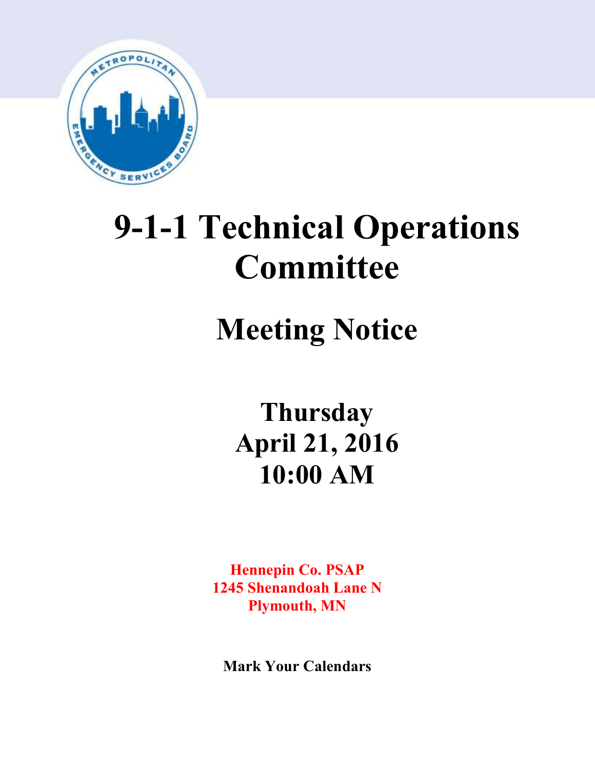# 9-1-1 Technical Operations Committee

## Meeting Notice

**Thursday**
**April 21, 2016**
**10:00 AM**

**Hennepin Co. PSAP**
**1245 Shenandoah Lane N**
**Plymouth, MN**

**Mark Your Calendars**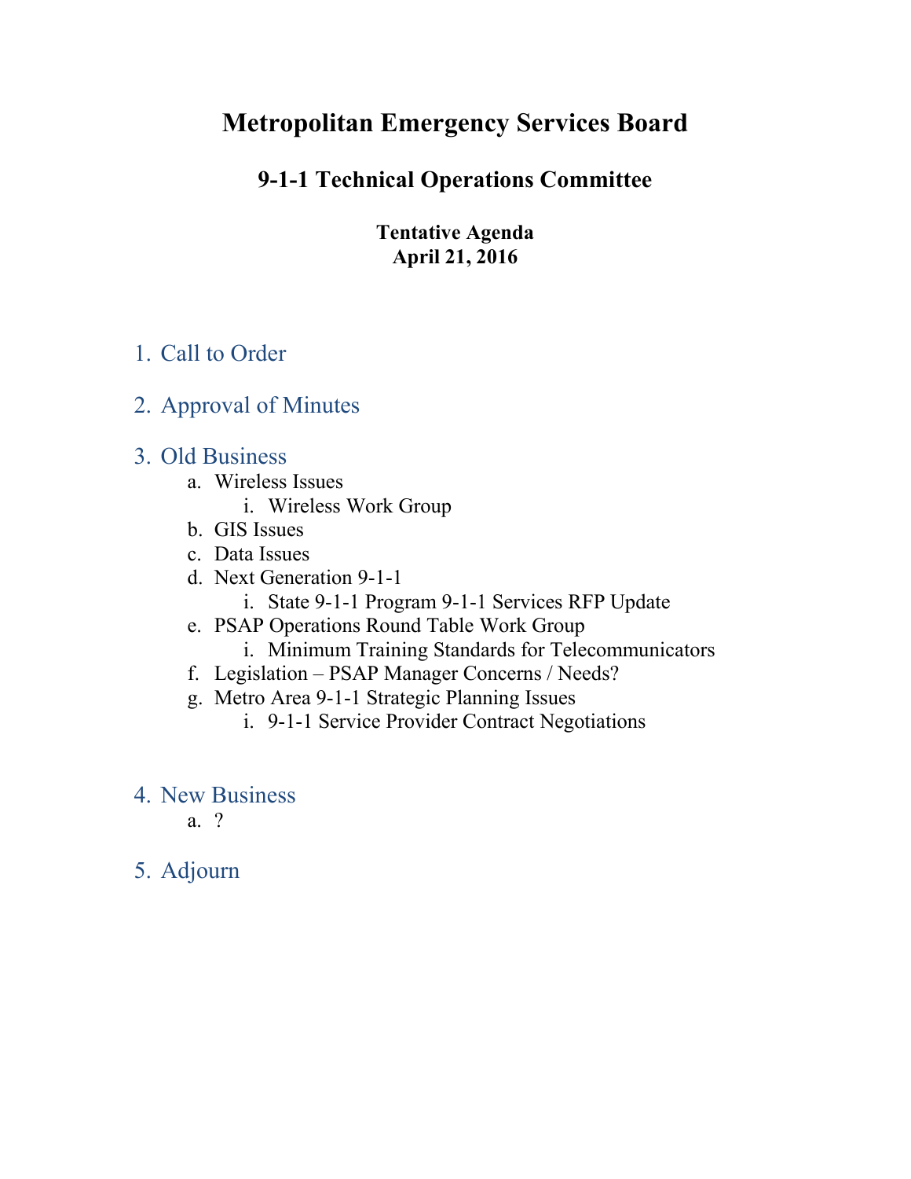# Metropolitan Emergency Services Board

## 9-1-1 Technical Operations Committee

**Tentative Agenda**
**April 21, 2016**

1. Call to Order

2. Approval of Minutes

3. Old Business
   a. Wireless Issues
      i. Wireless Work Group
   b. GIS Issues
   c. Data Issues
   d. Next Generation 9-1-1
      i. State 9-1-1 Program 9-1-1 Services RFP Update
   e. PSAP Operations Round Table Work Group
      i. Minimum Training Standards for Telecommunicators
   f. Legislation – PSAP Manager Concerns / Needs?
   g. Metro Area 9-1-1 Strategic Planning Issues
      i. 9-1-1 Service Provider Contract Negotiations

4. New Business
   a. ?

5. Adjourn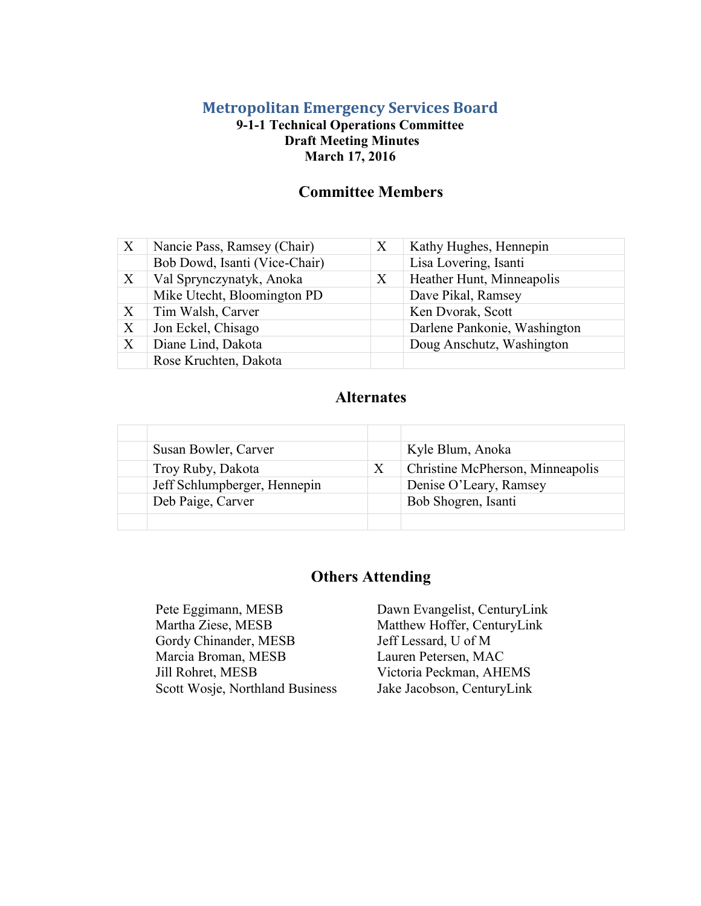# Metropolitan Emergency Services Board

**9-1-1 Technical Operations Committee**
**Draft Meeting Minutes**
**March 17, 2016**

## Committee Members

| | | | |
|---|---|---|---|
| X | Nancie Pass, Ramsey (Chair) | X | Kathy Hughes, Hennepin |
| | Bob Dowd, Isanti (Vice-Chair) | | Lisa Lovering, Isanti |
| X | Val Sprynczynatyk, Anoka | X | Heather Hunt, Minneapolis |
| | Mike Utecht, Bloomington PD | | Dave Pikal, Ramsey |
| X | Tim Walsh, Carver | | Ken Dvorak, Scott |
| X | Jon Eckel, Chisago | | Darlene Pankonie, Washington |
| X | Diane Lind, Dakota | | Doug Anschutz, Washington |
| | Rose Kruchten, Dakota | | |

## Alternates

| | | | |
|---|---|---|---|
| | Susan Bowler, Carver | | Kyle Blum, Anoka |
| | Troy Ruby, Dakota | X | Christine McPherson, Minneapolis |
| | Jeff Schlumpberger, Hennepin | | Denise O'Leary, Ramsey |
| | Deb Paige, Carver | | Bob Shogren, Isanti |

## Others Attending

Pete Eggimann, MESB
Martha Ziese, MESB
Gordy Chinander, MESB
Marcia Broman, MESB
Jill Rohret, MESB
Scott Wosje, Northland Business
Dawn Evangelist, CenturyLink
Matthew Hoffer, CenturyLink
Jeff Lessard, U of M
Lauren Petersen, MAC
Victoria Peckman, AHEMS
Jake Jacobson, CenturyLink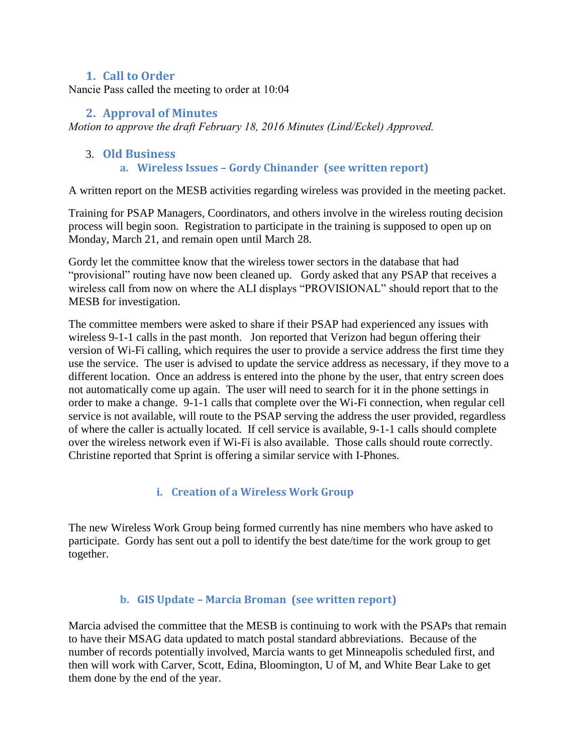## 1. Call to Order

Nancie Pass called the meeting to order at 10:04

## 2. Approval of Minutes

*Motion to approve the draft February 18, 2016 Minutes (Lind/Eckel) Approved.*

## 3. Old Business

### a. Wireless Issues – Gordy Chinander (see written report)

A written report on the MESB activities regarding wireless was provided in the meeting packet.

Training for PSAP Managers, Coordinators, and others involve in the wireless routing decision process will begin soon. Registration to participate in the training is supposed to open up on Monday, March 21, and remain open until March 28.

Gordy let the committee know that the wireless tower sectors in the database that had "provisional" routing have now been cleaned up. Gordy asked that any PSAP that receives a wireless call from now on where the ALI displays "PROVISIONAL" should report that to the MESB for investigation.

The committee members were asked to share if their PSAP had experienced any issues with wireless 9-1-1 calls in the past month. Jon reported that Verizon had begun offering their version of Wi-Fi calling, which requires the user to provide a service address the first time they use the service. The user is advised to update the service address as necessary, if they move to a different location. Once an address is entered into the phone by the user, that entry screen does not automatically come up again. The user will need to search for it in the phone settings in order to make a change. 9-1-1 calls that complete over the Wi-Fi connection, when regular cell service is not available, will route to the PSAP serving the address the user provided, regardless of where the caller is actually located. If cell service is available, 9-1-1 calls should complete over the wireless network even if Wi-Fi is also available. Those calls should route correctly. Christine reported that Sprint is offering a similar service with I-Phones.

#### i. Creation of a Wireless Work Group

The new Wireless Work Group being formed currently has nine members who have asked to participate. Gordy has sent out a poll to identify the best date/time for the work group to get together.

### b. GIS Update – Marcia Broman (see written report)

Marcia advised the committee that the MESB is continuing to work with the PSAPs that remain to have their MSAG data updated to match postal standard abbreviations. Because of the number of records potentially involved, Marcia wants to get Minneapolis scheduled first, and then will work with Carver, Scott, Edina, Bloomington, U of M, and White Bear Lake to get them done by the end of the year.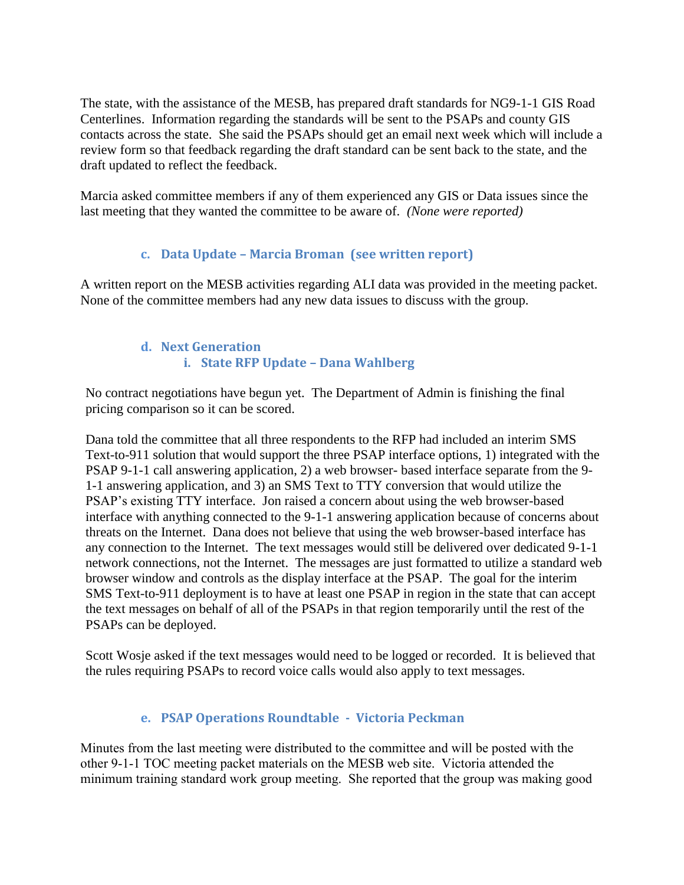The state, with the assistance of the MESB, has prepared draft standards for NG9-1-1 GIS Road Centerlines. Information regarding the standards will be sent to the PSAPs and county GIS contacts across the state. She said the PSAPs should get an email next week which will include a review form so that feedback regarding the draft standard can be sent back to the state, and the draft updated to reflect the feedback.

Marcia asked committee members if any of them experienced any GIS or Data issues since the last meeting that they wanted the committee to be aware of. *(None were reported)*

### c. Data Update – Marcia Broman (see written report)

A written report on the MESB activities regarding ALI data was provided in the meeting packet. None of the committee members had any new data issues to discuss with the group.

### d. Next Generation

#### i. State RFP Update – Dana Wahlberg

No contract negotiations have begun yet. The Department of Admin is finishing the final pricing comparison so it can be scored.

Dana told the committee that all three respondents to the RFP had included an interim SMS Text-to-911 solution that would support the three PSAP interface options, 1) integrated with the PSAP 9-1-1 call answering application, 2) a web browser- based interface separate from the 9-1-1 answering application, and 3) an SMS Text to TTY conversion that would utilize the PSAP's existing TTY interface. Jon raised a concern about using the web browser-based interface with anything connected to the 9-1-1 answering application because of concerns about threats on the Internet. Dana does not believe that using the web browser-based interface has any connection to the Internet. The text messages would still be delivered over dedicated 9-1-1 network connections, not the Internet. The messages are just formatted to utilize a standard web browser window and controls as the display interface at the PSAP. The goal for the interim SMS Text-to-911 deployment is to have at least one PSAP in region in the state that can accept the text messages on behalf of all of the PSAPs in that region temporarily until the rest of the PSAPs can be deployed.

Scott Wosje asked if the text messages would need to be logged or recorded. It is believed that the rules requiring PSAPs to record voice calls would also apply to text messages.

### e. PSAP Operations Roundtable - Victoria Peckman

Minutes from the last meeting were distributed to the committee and will be posted with the other 9-1-1 TOC meeting packet materials on the MESB web site. Victoria attended the minimum training standard work group meeting. She reported that the group was making good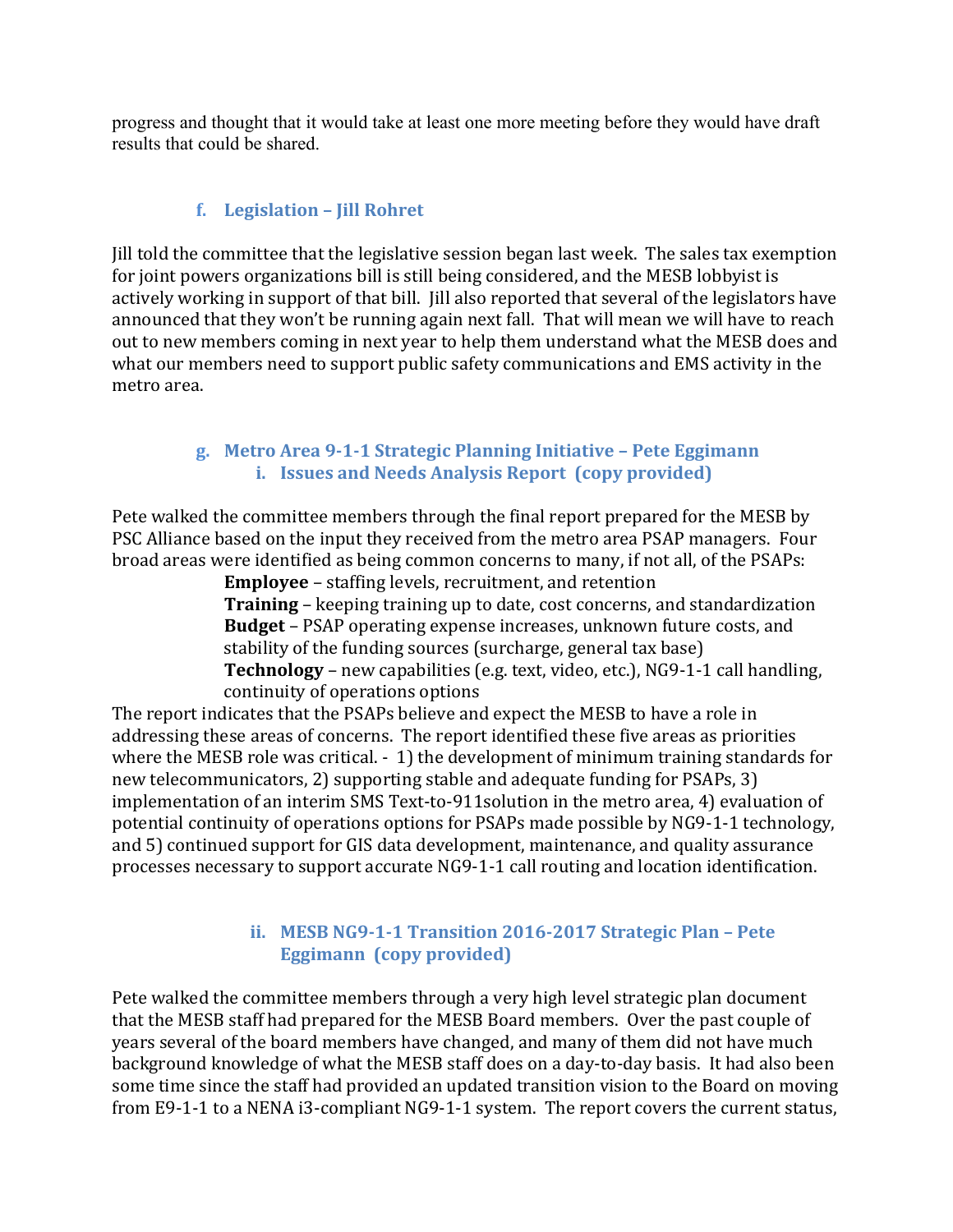progress and thought that it would take at least one more meeting before they would have draft results that could be shared.

### f. Legislation – Jill Rohret

Jill told the committee that the legislative session began last week. The sales tax exemption for joint powers organizations bill is still being considered, and the MESB lobbyist is actively working in support of that bill. Jill also reported that several of the legislators have announced that they won't be running again next fall. That will mean we will have to reach out to new members coming in next year to help them understand what the MESB does and what our members need to support public safety communications and EMS activity in the metro area.

### g. Metro Area 9-1-1 Strategic Planning Initiative – Pete Eggimann

#### i. Issues and Needs Analysis Report (copy provided)

Pete walked the committee members through the final report prepared for the MESB by PSC Alliance based on the input they received from the metro area PSAP managers. Four broad areas were identified as being common concerns to many, if not all, of the PSAPs:

**Employee** – staffing levels, recruitment, and retention
**Training** – keeping training up to date, cost concerns, and standardization
**Budget** – PSAP operating expense increases, unknown future costs, and stability of the funding sources (surcharge, general tax base)
**Technology** – new capabilities (e.g. text, video, etc.), NG9-1-1 call handling, continuity of operations options

The report indicates that the PSAPs believe and expect the MESB to have a role in addressing these areas of concerns. The report identified these five areas as priorities where the MESB role was critical. - 1) the development of minimum training standards for new telecommunicators, 2) supporting stable and adequate funding for PSAPs, 3) implementation of an interim SMS Text-to-911solution in the metro area, 4) evaluation of potential continuity of operations options for PSAPs made possible by NG9-1-1 technology, and 5) continued support for GIS data development, maintenance, and quality assurance processes necessary to support accurate NG9-1-1 call routing and location identification.

#### ii. MESB NG9-1-1 Transition 2016-2017 Strategic Plan – Pete Eggimann (copy provided)

Pete walked the committee members through a very high level strategic plan document that the MESB staff had prepared for the MESB Board members. Over the past couple of years several of the board members have changed, and many of them did not have much background knowledge of what the MESB staff does on a day-to-day basis. It had also been some time since the staff had provided an updated transition vision to the Board on moving from E9-1-1 to a NENA i3-compliant NG9-1-1 system. The report covers the current status,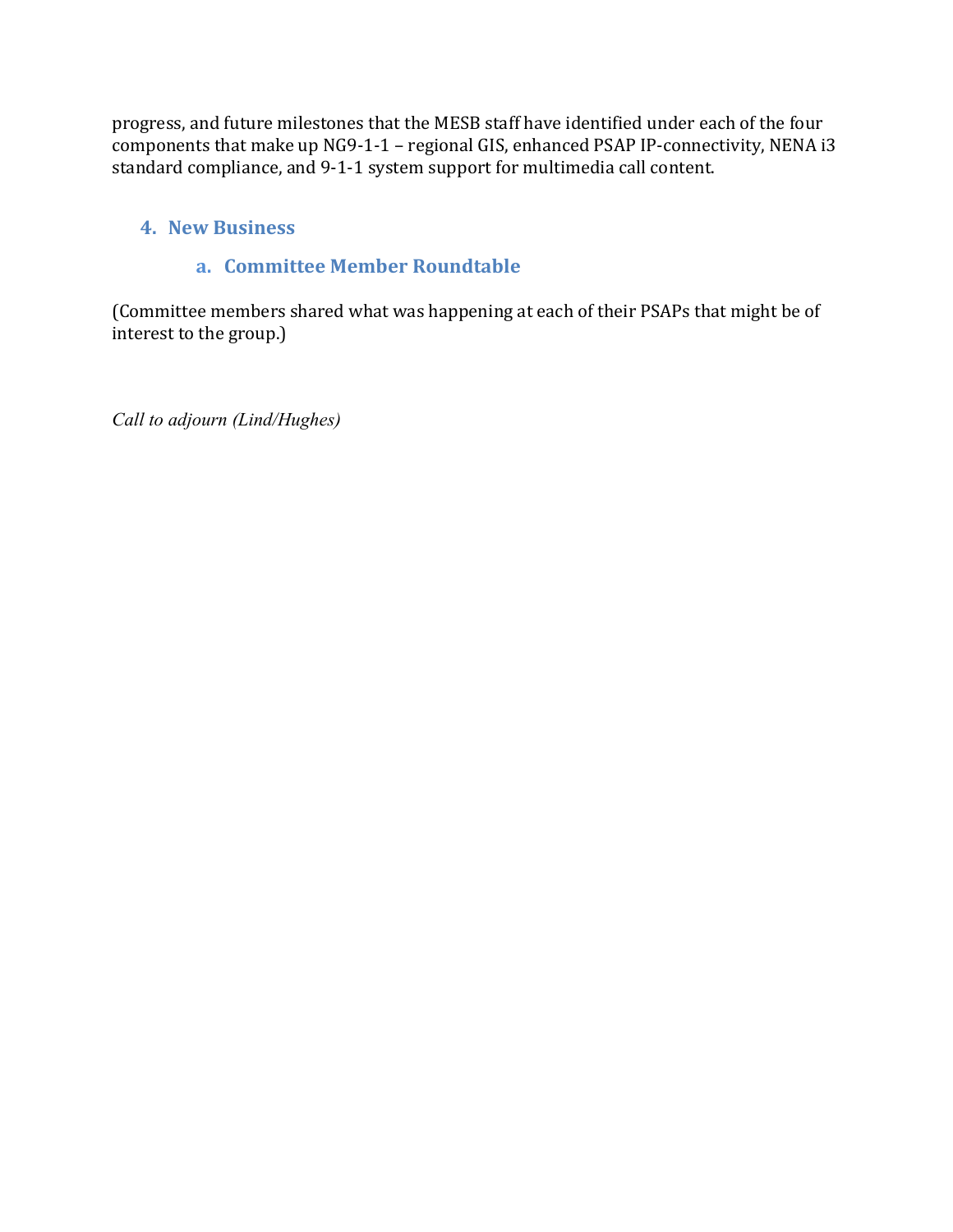progress, and future milestones that the MESB staff have identified under each of the four components that make up NG9-1-1 – regional GIS, enhanced PSAP IP-connectivity, NENA i3 standard compliance, and 9-1-1 system support for multimedia call content.

## 4. New Business

### a. Committee Member Roundtable

(Committee members shared what was happening at each of their PSAPs that might be of interest to the group.)

*Call to adjourn (Lind/Hughes)*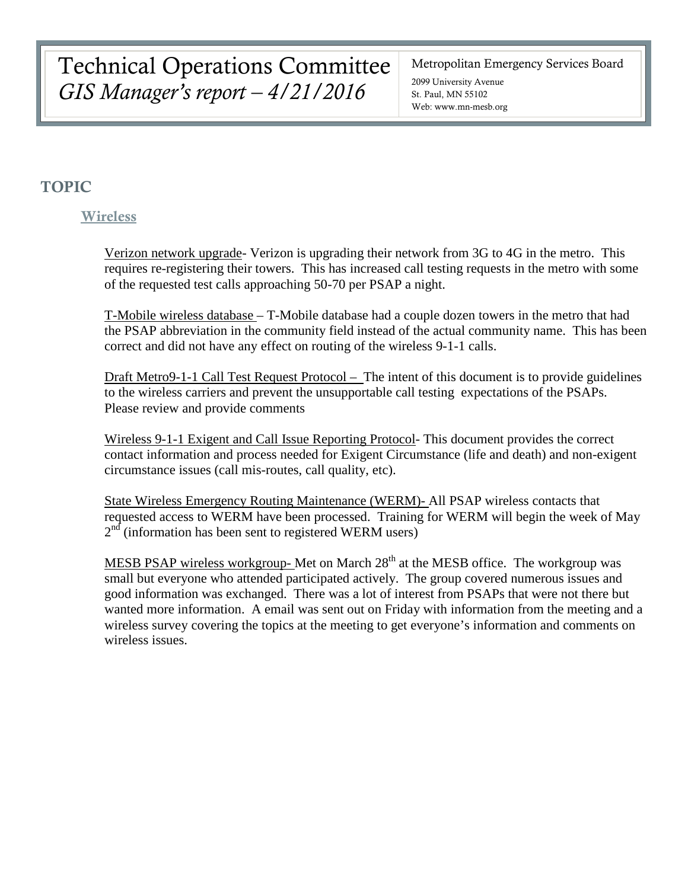# Technical Operations Committee
*GIS Manager's report – 4/21/2016*

Metropolitan Emergency Services Board
2099 University Avenue
St. Paul, MN 55102
Web: www.mn-mesb.org

## TOPIC

### Wireless

Verizon network upgrade- Verizon is upgrading their network from 3G to 4G in the metro. This requires re-registering their towers. This has increased call testing requests in the metro with some of the requested test calls approaching 50-70 per PSAP a night.

T-Mobile wireless database – T-Mobile database had a couple dozen towers in the metro that had the PSAP abbreviation in the community field instead of the actual community name. This has been correct and did not have any effect on routing of the wireless 9-1-1 calls.

Draft Metro9-1-1 Call Test Request Protocol – The intent of this document is to provide guidelines to the wireless carriers and prevent the unsupportable call testing expectations of the PSAPs. Please review and provide comments

Wireless 9-1-1 Exigent and Call Issue Reporting Protocol- This document provides the correct contact information and process needed for Exigent Circumstance (life and death) and non-exigent circumstance issues (call mis-routes, call quality, etc).

State Wireless Emergency Routing Maintenance (WERM)- All PSAP wireless contacts that requested access to WERM have been processed. Training for WERM will begin the week of May 2nd (information has been sent to registered WERM users)

MESB PSAP wireless workgroup- Met on March 28th at the MESB office. The workgroup was small but everyone who attended participated actively. The group covered numerous issues and good information was exchanged. There was a lot of interest from PSAPs that were not there but wanted more information. A email was sent out on Friday with information from the meeting and a wireless survey covering the topics at the meeting to get everyone's information and comments on wireless issues.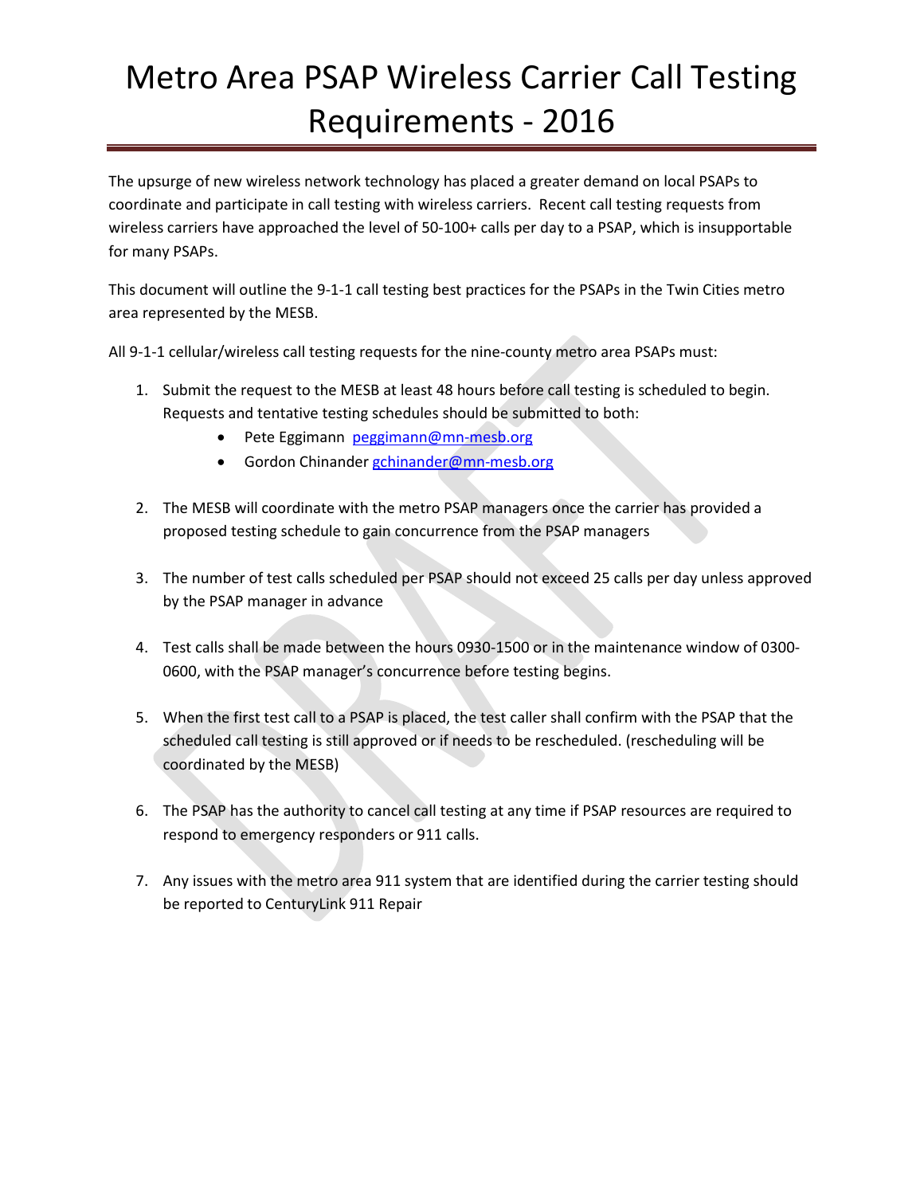# Metro Area PSAP Wireless Carrier Call Testing Requirements - 2016

The upsurge of new wireless network technology has placed a greater demand on local PSAPs to coordinate and participate in call testing with wireless carriers. Recent call testing requests from wireless carriers have approached the level of 50-100+ calls per day to a PSAP, which is insupportable for many PSAPs.

This document will outline the 9-1-1 call testing best practices for the PSAPs in the Twin Cities metro area represented by the MESB.

All 9-1-1 cellular/wireless call testing requests for the nine-county metro area PSAPs must:

1. Submit the request to the MESB at least 48 hours before call testing is scheduled to begin. Requests and tentative testing schedules should be submitted to both:
   - Pete Eggimann peggimann@mn-mesb.org
   - Gordon Chinander gchinander@mn-mesb.org

2. The MESB will coordinate with the metro PSAP managers once the carrier has provided a proposed testing schedule to gain concurrence from the PSAP managers

3. The number of test calls scheduled per PSAP should not exceed 25 calls per day unless approved by the PSAP manager in advance

4. Test calls shall be made between the hours 0930-1500 or in the maintenance window of 0300-0600, with the PSAP manager's concurrence before testing begins.

5. When the first test call to a PSAP is placed, the test caller shall confirm with the PSAP that the scheduled call testing is still approved or if needs to be rescheduled. (rescheduling will be coordinated by the MESB)

6. The PSAP has the authority to cancel call testing at any time if PSAP resources are required to respond to emergency responders or 911 calls.

7. Any issues with the metro area 911 system that are identified during the carrier testing should be reported to CenturyLink 911 Repair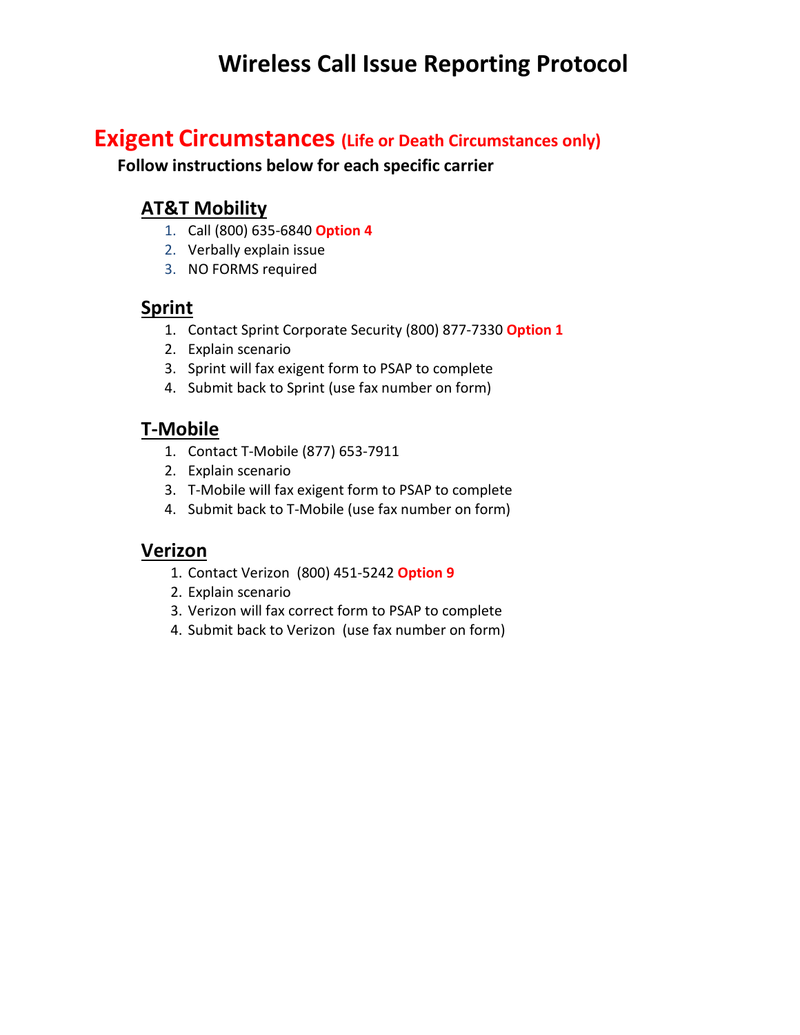# Wireless Call Issue Reporting Protocol

## Exigent Circumstances (Life or Death Circumstances only)

**Follow instructions below for each specific carrier**

### AT&T Mobility

1. Call (800) 635-6840 **Option 4**
2. Verbally explain issue
3. NO FORMS required

### Sprint

1. Contact Sprint Corporate Security (800) 877-7330 **Option 1**
2. Explain scenario
3. Sprint will fax exigent form to PSAP to complete
4. Submit back to Sprint (use fax number on form)

### T-Mobile

1. Contact T-Mobile (877) 653-7911
2. Explain scenario
3. T-Mobile will fax exigent form to PSAP to complete
4. Submit back to T-Mobile (use fax number on form)

### Verizon

1. Contact Verizon (800) 451-5242 **Option 9**
2. Explain scenario
3. Verizon will fax correct form to PSAP to complete
4. Submit back to Verizon (use fax number on form)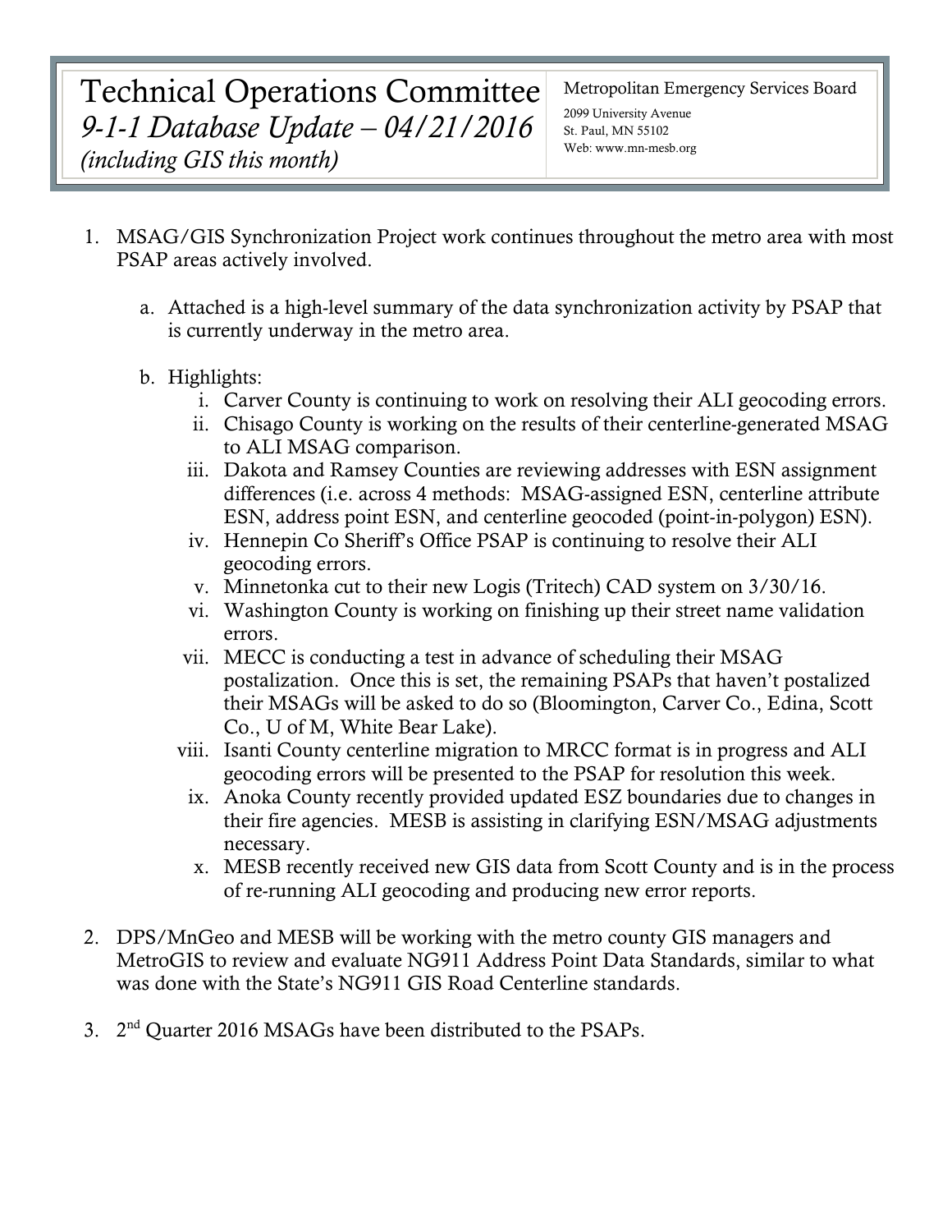# Technical Operations Committee

*9-1-1 Database Update – 04/21/2016*

*(including GIS this month)*

Metropolitan Emergency Services Board
2099 University Avenue
St. Paul, MN 55102
Web: www.mn-mesb.org

1. MSAG/GIS Synchronization Project work continues throughout the metro area with most PSAP areas actively involved.

   a. Attached is a high-level summary of the data synchronization activity by PSAP that is currently underway in the metro area.

   b. Highlights:

      i. Carver County is continuing to work on resolving their ALI geocoding errors.

      ii. Chisago County is working on the results of their centerline-generated MSAG to ALI MSAG comparison.

      iii. Dakota and Ramsey Counties are reviewing addresses with ESN assignment differences (i.e. across 4 methods: MSAG-assigned ESN, centerline attribute ESN, address point ESN, and centerline geocoded (point-in-polygon) ESN).

      iv. Hennepin Co Sheriff's Office PSAP is continuing to resolve their ALI geocoding errors.

      v. Minnetonka cut to their new Logis (Tritech) CAD system on 3/30/16.

      vi. Washington County is working on finishing up their street name validation errors.

      vii. MECC is conducting a test in advance of scheduling their MSAG postalization. Once this is set, the remaining PSAPs that haven't postalized their MSAGs will be asked to do so (Bloomington, Carver Co., Edina, Scott Co., U of M, White Bear Lake).

      viii. Isanti County centerline migration to MRCC format is in progress and ALI geocoding errors will be presented to the PSAP for resolution this week.

      ix. Anoka County recently provided updated ESZ boundaries due to changes in their fire agencies. MESB is assisting in clarifying ESN/MSAG adjustments necessary.

      x. MESB recently received new GIS data from Scott County and is in the process of re-running ALI geocoding and producing new error reports.

2. DPS/MnGeo and MESB will be working with the metro county GIS managers and MetroGIS to review and evaluate NG911 Address Point Data Standards, similar to what was done with the State's NG911 GIS Road Centerline standards.

3. 2nd Quarter 2016 MSAGs have been distributed to the PSAPs.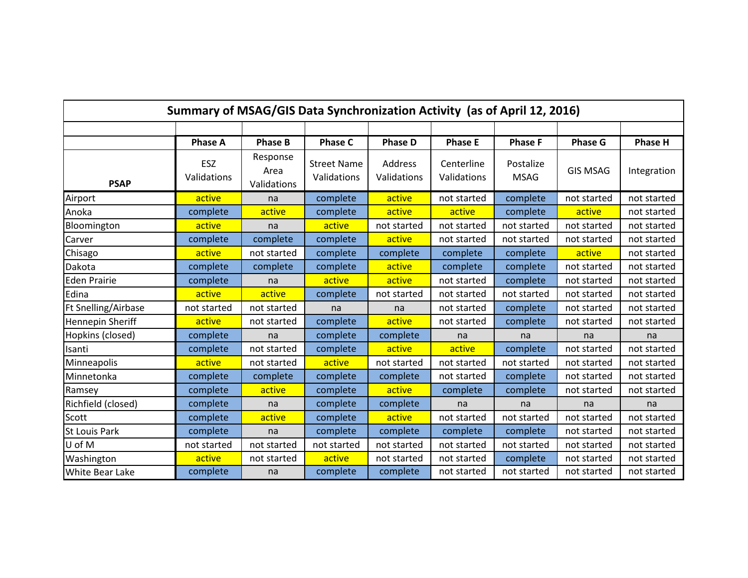## Summary of MSAG/GIS Data Synchronization Activity (as of April 12, 2016)

| PSAP | Phase A<br>ESZ Validations | Phase B<br>Response Area Validations | Phase C<br>Street Name Validations | Phase D<br>Address Validations | Phase E<br>Centerline Validations | Phase F<br>Postalize MSAG | Phase G<br>GIS MSAG | Phase H<br>Integration |
|---|---|---|---|---|---|---|---|---|
| Airport | active | na | complete | active | not started | complete | not started | not started |
| Anoka | complete | active | complete | active | active | complete | active | not started |
| Bloomington | active | na | active | not started | not started | not started | not started | not started |
| Carver | complete | complete | complete | active | not started | not started | not started | not started |
| Chisago | active | not started | complete | complete | complete | complete | active | not started |
| Dakota | complete | complete | complete | active | complete | complete | not started | not started |
| Eden Prairie | complete | na | active | active | not started | complete | not started | not started |
| Edina | active | active | complete | not started | not started | not started | not started | not started |
| Ft Snelling/Airbase | not started | not started | na | na | not started | complete | not started | not started |
| Hennepin Sheriff | active | not started | complete | active | not started | complete | not started | not started |
| Hopkins (closed) | complete | na | complete | complete | na | na | na | na |
| Isanti | complete | not started | complete | active | active | complete | not started | not started |
| Minneapolis | active | not started | active | not started | not started | not started | not started | not started |
| Minnetonka | complete | complete | complete | complete | not started | complete | not started | not started |
| Ramsey | complete | active | complete | active | complete | complete | not started | not started |
| Richfield (closed) | complete | na | complete | complete | na | na | na | na |
| Scott | complete | active | complete | active | not started | not started | not started | not started |
| St Louis Park | complete | na | complete | complete | complete | complete | not started | not started |
| U of M | not started | not started | not started | not started | not started | not started | not started | not started |
| Washington | active | not started | active | not started | not started | complete | not started | not started |
| White Bear Lake | complete | na | complete | complete | not started | not started | not started | not started |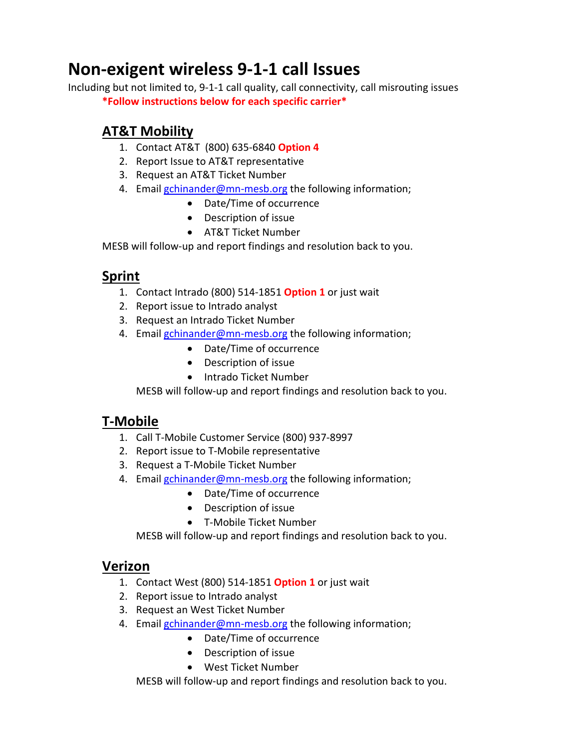# Non-exigent wireless 9-1-1 call Issues

Including but not limited to, 9-1-1 call quality, call connectivity, call misrouting issues

**\*Follow instructions below for each specific carrier\***

## AT&T Mobility

1. Contact AT&T (800) 635-6840 **Option 4**
2. Report Issue to AT&T representative
3. Request an AT&T Ticket Number
4. Email gchinander@mn-mesb.org the following information;
    - Date/Time of occurrence
    - Description of issue
    - AT&T Ticket Number

MESB will follow-up and report findings and resolution back to you.

## Sprint

1. Contact Intrado (800) 514-1851 **Option 1** or just wait
2. Report issue to Intrado analyst
3. Request an Intrado Ticket Number
4. Email gchinander@mn-mesb.org the following information;
    - Date/Time of occurrence
    - Description of issue
    - Intrado Ticket Number

MESB will follow-up and report findings and resolution back to you.

## T-Mobile

1. Call T-Mobile Customer Service (800) 937-8997
2. Report issue to T-Mobile representative
3. Request a T-Mobile Ticket Number
4. Email gchinander@mn-mesb.org the following information;
    - Date/Time of occurrence
    - Description of issue
    - T-Mobile Ticket Number

MESB will follow-up and report findings and resolution back to you.

## Verizon

1. Contact West (800) 514-1851 **Option 1** or just wait
2. Report issue to Intrado analyst
3. Request an West Ticket Number
4. Email gchinander@mn-mesb.org the following information;
    - Date/Time of occurrence
    - Description of issue
    - West Ticket Number

MESB will follow-up and report findings and resolution back to you.